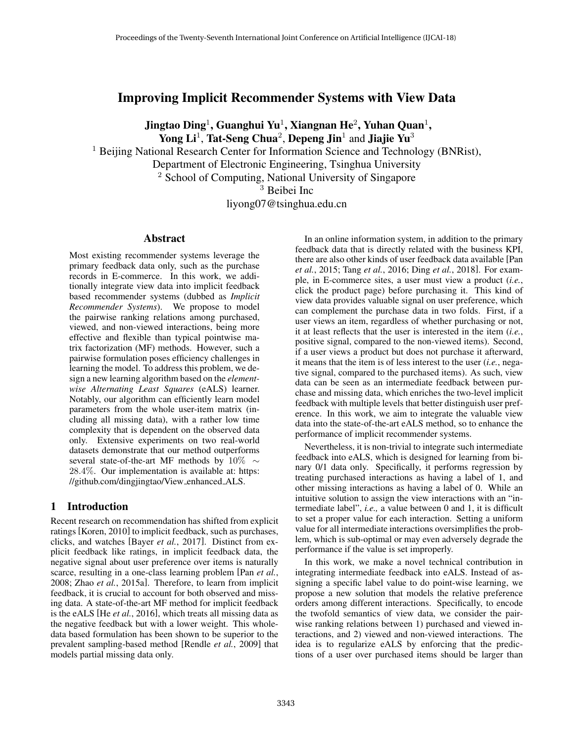# Improving Implicit Recommender Systems with View Data

**Jingtao Ding**[1], **Guanghui Yu**[1], **Xiangnan He**[2], **Yuhan Quan**[1], **Yong Li**[1], **Tat-Seng Chua**[2], **Depeng Jin**[1] and **Jiajie Yu**[3]

[1] Beijing National Research Center for Information Science and Technology (BNRist), Department of Electronic Engineering, Tsinghua University

[2] School of Computing, National University of Singapore

[3] Beibei Inc

liyong07@tsinghua.edu.cn

## Abstract

Most existing recommender systems leverage the primary feedback data only, such as the purchase records in E-commerce. In this work, we additionally integrate view data into implicit feedback based recommender systems (dubbed as *Implicit Recommender Systems*). We propose to model the pairwise ranking relations among purchased, viewed, and non-viewed interactions, being more effective and flexible than typical pointwise matrix factorization (MF) methods. However, such a pairwise formulation poses efficiency challenges in learning the model. To address this problem, we design a new learning algorithm based on the *element-wise Alternating Least Squares* (eALS) learner. Notably, our algorithm can efficiently learn model parameters from the whole user-item matrix (including all missing data), with a rather low time complexity that is dependent on the observed data only. Extensive experiments on two real-world datasets demonstrate that our method outperforms several state-of-the-art MF methods by $10\% \sim 28.4\%$. Our implementation is available at: https://github.com/dingjingtao/View_enhanced_ALS.

## 1 Introduction

Recent research on recommendation has shifted from explicit ratings [Koren, 2010] to implicit feedback, such as purchases, clicks, and watches [Bayer *et al.*, 2017]. Distinct from explicit feedback like ratings, in implicit feedback data, the negative signal about user preference over items is naturally scarce, resulting in a one-class learning problem [Pan *et al.*, 2008; Zhao *et al.*, 2015a]. Therefore, to learn from implicit feedback, it is crucial to account for both observed and missing data. A state-of-the-art MF method for implicit feedback is the eALS [He *et al.*, 2016], which treats all missing data as the negative feedback but with a lower weight. This whole-data based formulation has been shown to be superior to the prevalent sampling-based method [Rendle *et al.*, 2009] that models partial missing data only.

In an online information system, in addition to the primary feedback data that is directly related with the business KPI, there are also other kinds of user feedback data available [Pan *et al.*, 2015; Tang *et al.*, 2016; Ding *et al.*, 2018]. For example, in E-commerce sites, a user must view a product (*i.e.*, click the product page) before purchasing it. This kind of view data provides valuable signal on user preference, which can complement the purchase data in two folds. First, if a user views an item, regardless of whether purchasing or not, it at least reflects that the user is interested in the item (*i.e.*, positive signal, compared to the non-viewed items). Second, if a user views a product but does not purchase it afterward, it means that the item is of less interest to the user (*i.e.*, negative signal, compared to the purchased items). As such, view data can be seen as an intermediate feedback between purchase and missing data, which enriches the two-level implicit feedback with multiple levels that better distinguish user preference. In this work, we aim to integrate the valuable view data into the state-of-the-art eALS method, so to enhance the performance of implicit recommender systems.

Nevertheless, it is non-trivial to integrate such intermediate feedback into eALS, which is designed for learning from binary 0/1 data only. Specifically, it performs regression by treating purchased interactions as having a label of 1, and other missing interactions as having a label of 0. While an intuitive solution to assign the view interactions with an "intermediate label", *i.e.,* a value between 0 and 1, it is difficult to set a proper value for each interaction. Setting a uniform value for all intermediate interactions oversimplifies the problem, which is sub-optimal or may even adversely degrade the performance if the value is set improperly.

In this work, we make a novel technical contribution in integrating intermediate feedback into eALS. Instead of assigning a specific label value to do point-wise learning, we propose a new solution that models the relative preference orders among different interactions. Specifically, to encode the twofold semantics of view data, we consider the pairwise ranking relations between 1) purchased and viewed interactions, and 2) viewed and non-viewed interactions. The idea is to regularize eALS by enforcing that the predictions of a user over purchased items should be larger than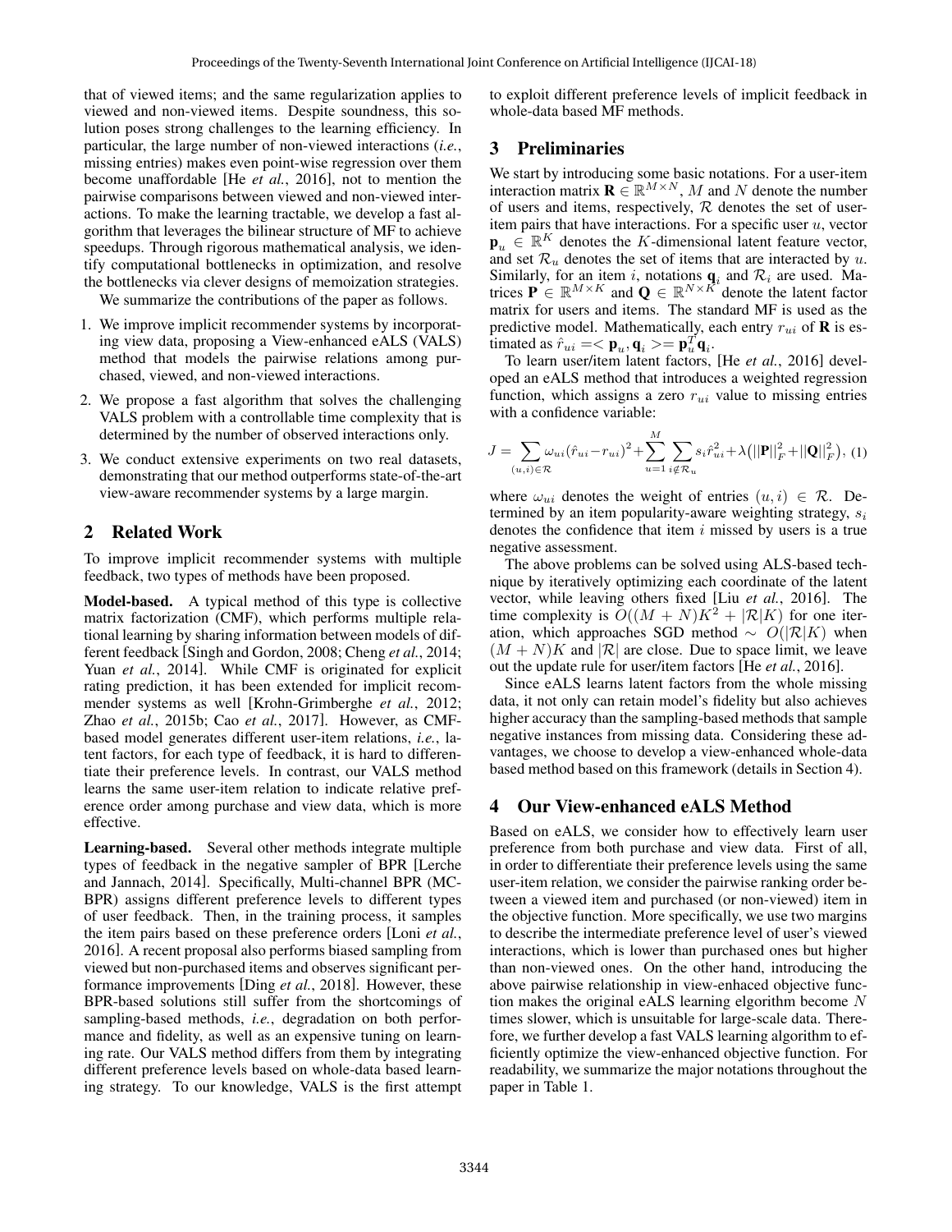that of viewed items; and the same regularization applies to viewed and non-viewed items. Despite soundness, this solution poses strong challenges to the learning efficiency. In particular, the large number of non-viewed interactions (*i.e.*, missing entries) makes even point-wise regression over them become unaffordable [He *et al.*, 2016], not to mention the pairwise comparisons between viewed and non-viewed interactions. To make the learning tractable, we develop a fast algorithm that leverages the bilinear structure of MF to achieve speedups. Through rigorous mathematical analysis, we identify computational bottlenecks in optimization, and resolve the bottlenecks via clever designs of memoization strategies.

We summarize the contributions of the paper as follows.

1. We improve implicit recommender systems by incorporating view data, proposing a View-enhanced eALS (VALS) method that models the pairwise relations among purchased, viewed, and non-viewed interactions.
2. We propose a fast algorithm that solves the challenging VALS problem with a controllable time complexity that is determined by the number of observed interactions only.
3. We conduct extensive experiments on two real datasets, demonstrating that our method outperforms state-of-the-art view-aware recommender systems by a large margin.

## 2 Related Work

To improve implicit recommender systems with multiple feedback, two types of methods have been proposed.

**Model-based.** A typical method of this type is collective matrix factorization (CMF), which performs multiple relational learning by sharing information between models of different feedback [Singh and Gordon, 2008; Cheng *et al.*, 2014; Yuan *et al.*, 2014]. While CMF is originated for explicit rating prediction, it has been extended for implicit recommender systems as well [Krohn-Grimberghe *et al.*, 2012; Zhao *et al.*, 2015b; Cao *et al.*, 2017]. However, as CMF-based model generates different user-item relations, *i.e.*, latent factors, for each type of feedback, it is hard to differentiate their preference levels. In contrast, our VALS method learns the same user-item relation to indicate relative preference order among purchase and view data, which is more effective.

**Learning-based.** Several other methods integrate multiple types of feedback in the negative sampler of BPR [Lerche and Jannach, 2014]. Specifically, Multi-channel BPR (MC-BPR) assigns different preference levels to different types of user feedback. Then, in the training process, it samples the item pairs based on these preference orders [Loni *et al.*, 2016]. A recent proposal also performs biased sampling from viewed but non-purchased items and observes significant performance improvements [Ding *et al.*, 2018]. However, these BPR-based solutions still suffer from the shortcomings of sampling-based methods, *i.e.*, degradation on both performance and fidelity, as well as an expensive tuning on learning rate. Our VALS method differs from them by integrating different preference levels based on whole-data based learning strategy. To our knowledge, VALS is the first attempt to exploit different preference levels of implicit feedback in whole-data based MF methods.

## 3 Preliminaries

We start by introducing some basic notations. For a user-item interaction matrix $\mathbf{R} \in \mathbb{R}^{M \times N}$, $M$ and $N$ denote the number of users and items, respectively, $\mathcal{R}$ denotes the set of user-item pairs that have interactions. For a specific user $u$, vector $\mathbf{p}_u \in \mathbb{R}^K$ denotes the $K$-dimensional latent feature vector, and set $\mathcal{R}_u$ denotes the set of items that are interacted by $u$. Similarly, for an item $i$, notations $\mathbf{q}_i$ and $\mathcal{R}_i$ are used. Matrices $\mathbf{P} \in \mathbb{R}^{M \times K}$ and $\mathbf{Q} \in \mathbb{R}^{N \times K}$ denote the latent factor matrix for users and items. The standard MF is used as the predictive model. Mathematically, each entry $r_{ui}$ of $\mathbf{R}$ is estimated as $\hat{r}_{ui} = <\mathbf{p}_u, \mathbf{q}_i> = \mathbf{p}_u^T \mathbf{q}_i$.

To learn user/item latent factors, [He *et al.*, 2016] developed an eALS method that introduces a weighted regression function, which assigns a zero $r_{ui}$ value to missing entries with a confidence variable:

$$J = \sum_{(u,i)\in\mathcal{R}} \omega_{ui}(\hat{r}_{ui} - r_{ui})^2 + \sum_{u=1}^{M} \sum_{i \notin \mathcal{R}_u} s_i \hat{r}_{ui}^2 + \lambda\big(||\mathbf{P}||_F^2 + ||\mathbf{Q}||_F^2\big), \quad (1)$$

where $\omega_{ui}$ denotes the weight of entries $(u, i) \in \mathcal{R}$. Determined by an item popularity-aware weighting strategy, $s_i$ denotes the confidence that item $i$ missed by users is a true negative assessment.

The above problems can be solved using ALS-based technique by iteratively optimizing each coordinate of the latent vector, while leaving others fixed [Liu *et al.*, 2016]. The time complexity is $O((M + N)K^2 + |\mathcal{R}|K)$ for one iteration, which approaches SGD method $\sim O(|\mathcal{R}|K)$ when $(M + N)K$ and $|\mathcal{R}|$ are close. Due to space limit, we leave out the update rule for user/item factors [He *et al.*, 2016].

Since eALS learns latent factors from the whole missing data, it not only can retain model's fidelity but also achieves higher accuracy than the sampling-based methods that sample negative instances from missing data. Considering these advantages, we choose to develop a view-enhanced whole-data based method based on this framework (details in Section 4).

## 4 Our View-enhanced eALS Method

Based on eALS, we consider how to effectively learn user preference from both purchase and view data. First of all, in order to differentiate their preference levels using the same user-item relation, we consider the pairwise ranking order between a viewed item and purchased (or non-viewed) item in the objective function. More specifically, we use two margins to describe the intermediate preference level of user's viewed interactions, which is lower than purchased ones but higher than non-viewed ones. On the other hand, introducing the above pairwise relationship in view-enhaced objective function makes the original eALS learning elgorithm become $N$ times slower, which is unsuitable for large-scale data. Therefore, we further develop a fast VALS learning algorithm to efficiently optimize the view-enhanced objective function. For readability, we summarize the major notations throughout the paper in Table 1.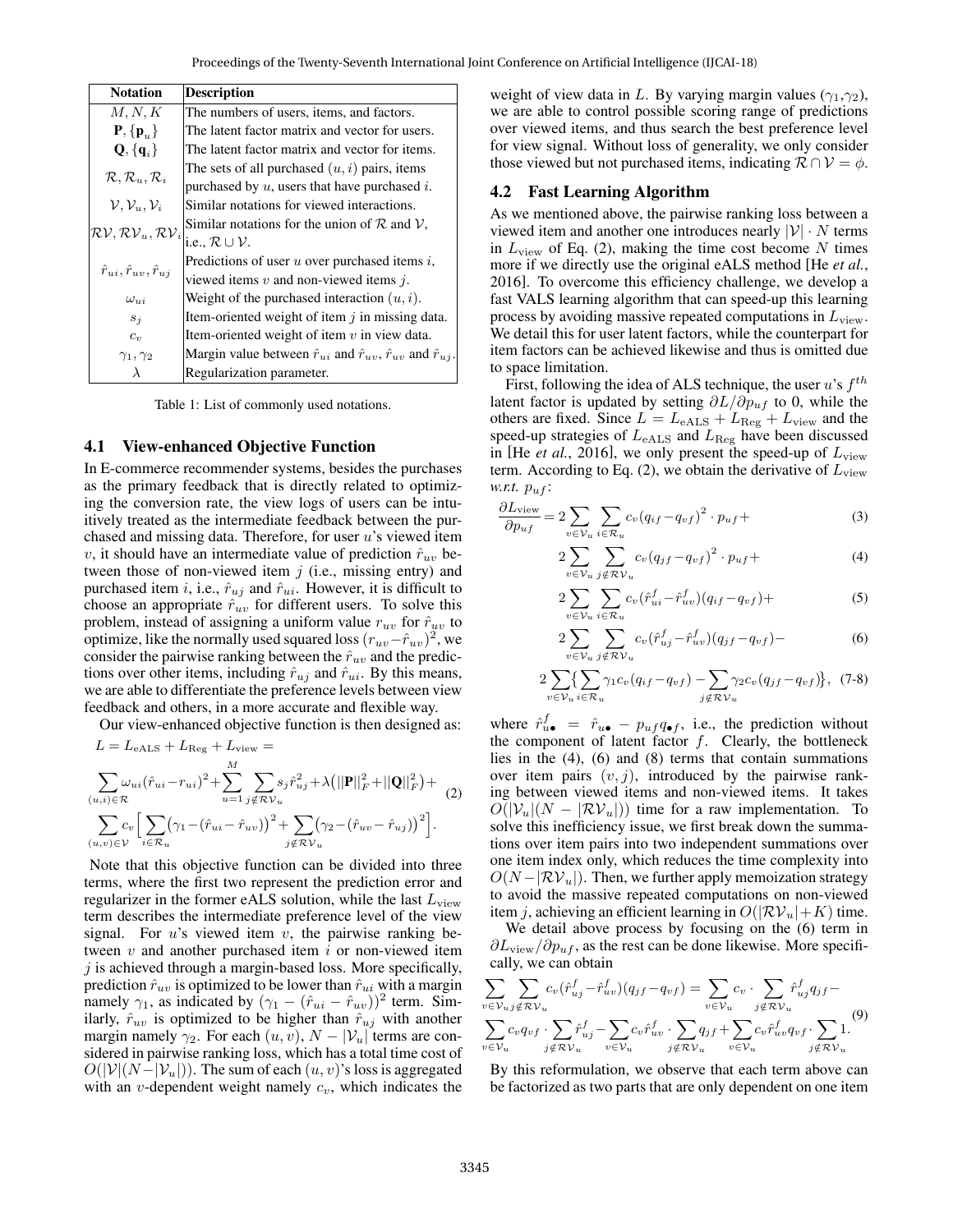| Notation | Description |
| --- | --- |
| $M, N, K$ | The numbers of users, items, and factors. |
| $\mathbf{P}, \{\mathbf{p}_u\}$ | The latent factor matrix and vector for users. |
| $\mathbf{Q}, \{\mathbf{q}_i\}$ | The latent factor matrix and vector for items. |
| $\mathcal{R}, \mathcal{R}_u, \mathcal{R}_i$ | The sets of all purchased $(u, i)$ pairs, items purchased by $u$, users that have purchased $i$. |
| $\mathcal{V}, \mathcal{V}_u, \mathcal{V}_i$ | Similar notations for viewed interactions. |
| $\mathcal{RV}, \mathcal{RV}_u, \mathcal{RV}_i$ | Similar notations for the union of $\mathcal{R}$ and $\mathcal{V}$, i.e., $\mathcal{R} \cup \mathcal{V}$. |
| $\hat{r}_{ui}, \hat{r}_{uv}, \hat{r}_{uj}$ | Predictions of user $u$ over purchased items $i$, viewed items $v$ and non-viewed items $j$. |
| $\omega_{ui}$ | Weight of the purchased interaction $(u, i)$. |
| $s_j$ | Item-oriented weight of item $j$ in missing data. |
| $c_v$ | Item-oriented weight of item $v$ in view data. |
| $\gamma_1, \gamma_2$ | Margin value between $\hat{r}_{ui}$ and $\hat{r}_{uv}$, $\hat{r}_{uv}$ and $\hat{r}_{uj}$. |
| $\lambda$ | Regularization parameter. |

Table 1: List of commonly used notations.

### 4.1 View-enhanced Objective Function

In E-commerce recommender systems, besides the purchases as the primary feedback that is directly related to optimizing the conversion rate, the view logs of users can be intuitively treated as the intermediate feedback between the purchased and missing data. Therefore, for user $u$'s viewed item $v$, it should have an intermediate value of prediction $\hat{r}_{uv}$ between those of non-viewed item $j$ (i.e., missing entry) and purchased item $i$, i.e., $\hat{r}_{uj}$ and $\hat{r}_{ui}$. However, it is difficult to choose an appropriate $\hat{r}_{uv}$ for different users. To solve this problem, instead of assigning a uniform value $r_{uv}$ for $\hat{r}_{uv}$ to optimize, like the normally used squared loss $(r_{uv} - \hat{r}_{uv})^2$, we consider the pairwise ranking between the $\hat{r}_{uv}$ and the predictions over other items, including $\hat{r}_{uj}$ and $\hat{r}_{ui}$. By this means, we are able to differentiate the preference levels between view feedback and others, in a more accurate and flexible way.

Our view-enhanced objective function is then designed as:

$$
\begin{aligned}
L &= L_{\text{eALS}} + L_{\text{Reg}} + L_{\text{view}} = \\
&\sum_{(u,i)\in\mathcal{R}} \omega_{ui}(\hat{r}_{ui} - r_{ui})^2 + \sum_{u=1}^{M} \sum_{j \notin \mathcal{RV}_u} s_j \hat{r}_{uj}^2 + \lambda\big(||\mathbf{P}||_F^2 + ||\mathbf{Q}||_F^2\big) + \\
&\sum_{(u,v)\in\mathcal{V}} c_v \Big[ \sum_{i\in\mathcal{R}_u} \big(\gamma_1 - (\hat{r}_{ui} - \hat{r}_{uv})\big)^2 + \sum_{j\notin\mathcal{RV}_u} \big(\gamma_2 - (\hat{r}_{uv} - \hat{r}_{uj})\big)^2 \Big].
\end{aligned} \tag{2}
$$

Note that this objective function can be divided into three terms, where the first two represent the prediction error and regularizer in the former eALS solution, while the last $L_{\text{view}}$ term describes the intermediate preference level of the view signal. For $u$'s viewed item $v$, the pairwise ranking between $v$ and another purchased item $i$ or non-viewed item $j$ is achieved through a margin-based loss. More specifically, prediction $\hat{r}_{uv}$ is optimized to be lower than $\hat{r}_{ui}$ with a margin namely $\gamma_1$, as indicated by $(\gamma_1 - (\hat{r}_{ui} - \hat{r}_{uv}))^2$ term. Similarly, $\hat{r}_{uv}$ is optimized to be higher than $\hat{r}_{uj}$ with another margin namely $\gamma_2$. For each $(u, v)$, $N - |\mathcal{V}_u|$ terms are considered in pairwise ranking loss, which has a total time cost of $O(|\mathcal{V}|(N - |\mathcal{V}_u|))$. The sum of each $(u, v)$'s loss is aggregated with an $v$-dependent weight namely $c_v$, which indicates the weight of view data in $L$. By varying margin values $(\gamma_1, \gamma_2)$, we are able to control possible scoring range of predictions over viewed items, and thus search the best preference level for view signal. Without loss of generality, we only consider those viewed but not purchased items, indicating $\mathcal{R} \cap \mathcal{V} = \phi$.

### 4.2 Fast Learning Algorithm

As we mentioned above, the pairwise ranking loss between a viewed item and another one introduces nearly $|\mathcal{V}| \cdot N$ terms in $L_{\text{view}}$ of Eq. (2), making the time cost become $N$ times more if we directly use the original eALS method [He *et al.*, 2016]. To overcome this efficiency challenge, we develop a fast VALS learning algorithm that can speed-up this learning process by avoiding massive repeated computations in $L_{\text{view}}$. We detail this for user latent factors, while the counterpart for item factors can be achieved likewise and thus is omitted due to space limitation.

First, following the idea of ALS technique, the user $u$'s $f^{th}$ latent factor is updated by setting $\partial L / \partial p_{uf}$ to 0, while the others are fixed. Since $L = L_{\text{eALS}} + L_{\text{Reg}} + L_{\text{view}}$ and the speed-up strategies of $L_{\text{eALS}}$ and $L_{\text{Reg}}$ have been discussed in [He *et al.*, 2016], we only present the speed-up of $L_{\text{view}}$ term. According to Eq. (2), we obtain the derivative of $L_{\text{view}}$ *w.r.t.* $p_{uf}$:

$$
\begin{aligned}
\frac{\partial L_{\text{view}}}{\partial p_{uf}} = &\, 2\sum_{v\in\mathcal{V}_u} \sum_{i\in\mathcal{R}_u} c_v (q_{if} - q_{vf})^2 \cdot p_{uf} + && (3)\\
&2\sum_{v\in\mathcal{V}_u} \sum_{j\notin\mathcal{RV}_u} c_v (q_{jf} - q_{vf})^2 \cdot p_{uf} + && (4)\\
&2\sum_{v\in\mathcal{V}_u} \sum_{i\in\mathcal{R}_u} c_v (\hat{r}_{ui}^f - \hat{r}_{uv}^f)(q_{if} - q_{vf}) + && (5)\\
&2\sum_{v\in\mathcal{V}_u} \sum_{j\notin\mathcal{RV}_u} c_v (\hat{r}_{uj}^f - \hat{r}_{uv}^f)(q_{jf} - q_{vf}) - && (6)\\
&2\sum_{v\in\mathcal{V}_u} \Big\{ \sum_{i\in\mathcal{R}_u} \gamma_1 c_v (q_{if} - q_{vf}) - \sum_{j\notin\mathcal{RV}_u} \gamma_2 c_v (q_{jf} - q_{vf}) \Big\}, && (7\text{-}8)
\end{aligned}
$$

where $\hat{r}_{u\bullet}^f = \hat{r}_{u\bullet} - p_{uf} q_{\bullet f}$, i.e., the prediction without the component of latent factor $f$. Clearly, the bottleneck lies in the (4), (6) and (8) terms that contain summations over item pairs $(v, j)$, introduced by the pairwise ranking between viewed items and non-viewed items. It takes $O(|\mathcal{V}_u|(N - |\mathcal{RV}_u|))$ time for a raw implementation. To solve this inefficiency issue, we first break down the summations over item pairs into two independent summations over one item index only, which reduces the time complexity into $O(N - |\mathcal{RV}_u|)$. Then, we further apply memoization strategy to avoid the massive repeated computations on non-viewed item $j$, achieving an efficient learning in $O(|\mathcal{RV}_u| + K)$ time.

We detail above process by focusing on the (6) term in $\partial L_{\text{view}} / \partial p_{uf}$, as the rest can be done likewise. More specifically, we can obtain

$$
\begin{aligned}
&\sum_{v\in\mathcal{V}_u} \sum_{j\notin\mathcal{RV}_u} c_v (\hat{r}_{uj}^f - \hat{r}_{uv}^f)(q_{jf} - q_{vf}) = \sum_{v\in\mathcal{V}_u} c_v \cdot \sum_{j\notin\mathcal{RV}_u} \hat{r}_{uj}^f q_{jf} - \\
&\sum_{v\in\mathcal{V}_u} c_v q_{vf} \cdot \sum_{j\notin\mathcal{RV}_u} \hat{r}_{uj}^f - \sum_{v\in\mathcal{V}_u} c_v \hat{r}_{uv}^f \cdot \sum_{j\notin\mathcal{RV}_u} q_{jf} + \sum_{v\in\mathcal{V}_u} c_v \hat{r}_{uv}^f q_{vf} \cdot \sum_{j\notin\mathcal{RV}_u} 1.
\end{aligned} \tag{9}
$$

By this reformulation, we observe that each term above can be factorized as two parts that are only dependent on one item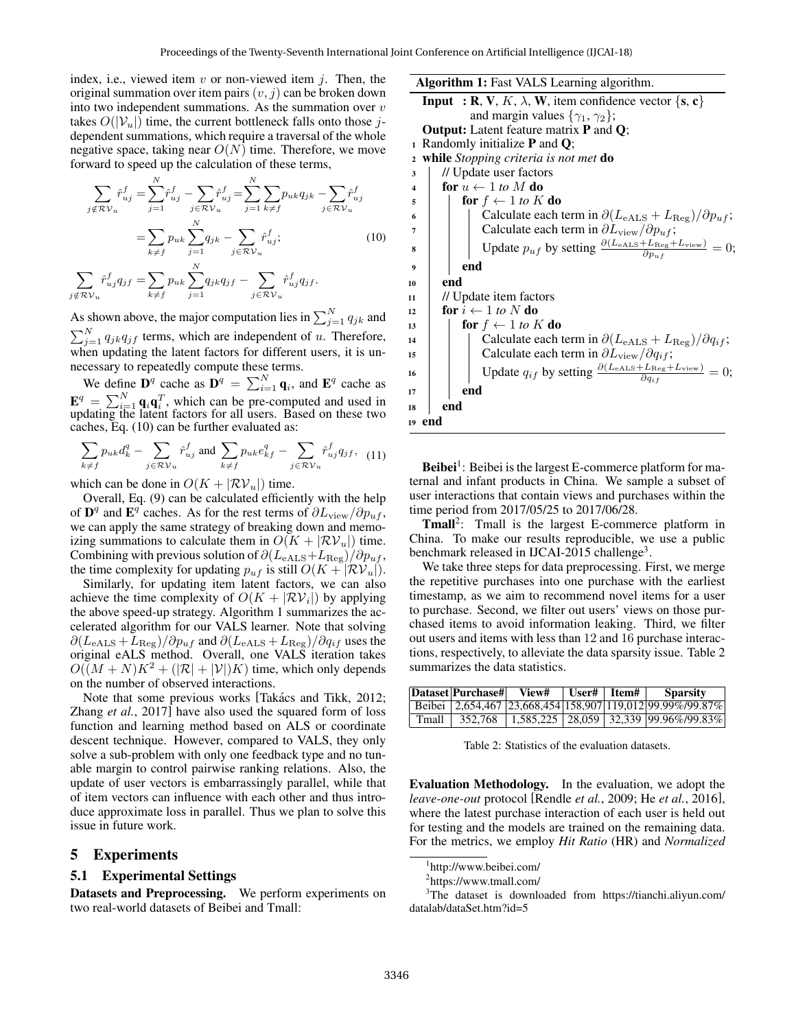index, i.e., viewed item $v$ or non-viewed item $j$. Then, the original summation over item pairs $(v, j)$ can be broken down into two independent summations. As the summation over $v$ takes $O(|\mathcal{V}_u|)$ time, the current bottleneck falls onto those $j$-dependent summations, which require a traversal of the whole negative space, taking near $O(N)$ time. Therefore, we move forward to speed up the calculation of these terms,

$$
\begin{aligned}
\sum_{j \notin \mathcal{RV}_u} \hat{r}_{uj}^f &= \sum_{j=1}^{N} \hat{r}_{uj}^f - \sum_{j \in \mathcal{RV}_u} \hat{r}_{uj}^f = \sum_{j=1}^{N} \sum_{k \neq f} p_{uk} q_{jk} - \sum_{j \in \mathcal{RV}_u} \hat{r}_{uj}^f \\
&= \sum_{k \neq f} p_{uk} \sum_{j=1}^{N} q_{jk} - \sum_{j \in \mathcal{RV}_u} \hat{r}_{uj}^f; \qquad (10) \\
\sum_{j \notin \mathcal{RV}_u} \hat{r}_{uj}^f q_{jf} &= \sum_{k \neq f} p_{uk} \sum_{j=1}^{N} q_{jk} q_{jf} - \sum_{j \in \mathcal{RV}_u} \hat{r}_{uj}^f q_{jf}.
\end{aligned}
$$

As shown above, the major computation lies in $\sum_{j=1}^{N} q_{jk}$ and $\sum_{j=1}^{N} q_{jk} q_{jf}$ terms, which are independent of $u$. Therefore, when updating the latent factors for different users, it is unnecessary to repeatedly compute these terms.

We define $\mathbf{D}^q$ cache as $\mathbf{D}^q = \sum_{i=1}^{N} \mathbf{q}_i$, and $\mathbf{E}^q$ cache as $\mathbf{E}^q = \sum_{i=1}^{N} \mathbf{q}_i \mathbf{q}_i^T$, which can be pre-computed and used in updating the latent factors for all users. Based on these two caches, Eq. (10) can be further evaluated as:

$$
\sum_{k \neq f} p_{uk} d_k^q - \sum_{j \in \mathcal{RV}_u} \hat{r}_{uj}^f \text{ and } \sum_{k \neq f} p_{uk} e_{kf}^q - \sum_{j \in \mathcal{RV}_u} \hat{r}_{uj}^f q_{jf}, \quad (11)
$$

which can be done in $O(K + |\mathcal{RV}_u|)$ time.

Overall, Eq. (9) can be calculated efficiently with the help of $\mathbf{D}^q$ and $\mathbf{E}^q$ caches. As for the rest terms of $\partial L_{\text{view}} / \partial p_{uf}$, we can apply the same strategy of breaking down and memoizing summations to calculate them in $O(K + |\mathcal{RV}_u|)$ time. Combining with previous solution of $\partial(L_{\text{eALS}} + L_{\text{Reg}}) / \partial p_{uf}$, the time complexity for updating $p_{uf}$ is still $O(K + |\mathcal{RV}_u|)$.

Similarly, for updating item latent factors, we can also achieve the time complexity of $O(K + |\mathcal{RV}_i|)$ by applying the above speed-up strategy. Algorithm 1 summarizes the accelerated algorithm for our VALS learner. Note that solving $\partial(L_{\text{eALS}} + L_{\text{Reg}}) / \partial p_{uf}$ and $\partial(L_{\text{eALS}} + L_{\text{Reg}}) / \partial q_{if}$ uses the original eALS method. Overall, one VALS iteration takes $O((M+N)K^2 + (|\mathcal{R}| + |\mathcal{V}|)K)$ time, which only depends on the number of observed interactions.

Note that some previous works [Takács and Tikk, 2012; Zhang *et al.*, 2017] have also used the squared form of loss function and learning method based on ALS or coordinate descent technique. However, compared to VALS, they only solve a sub-problem with only one feedback type and no tunable margin to control pairwise ranking relations. Also, the update of user vectors is embarrassingly parallel, while that of item vectors can influence with each other and thus introduce approximate loss in parallel. Thus we plan to solve this issue in future work.

**Algorithm 1:** Fast VALS Learning algorithm.

```
Input  : R, V, K, λ, W, item confidence vector {s, c}
         and margin values {γ1, γ2};
Output: Latent feature matrix P and Q;
1  Randomly initialize P and Q;
2  while Stopping criteria is not met do
3      // Update user factors
4      for u ← 1 to M do
5          for f ← 1 to K do
6              Calculate each term in ∂(L_eALS + L_Reg)/∂p_uf;
7              Calculate each term in ∂L_view/∂p_uf;
8              Update p_uf by setting ∂(L_eALS + L_Reg + L_view)/∂p_uf = 0;
9          end
10     end
11     // Update item factors
12     for i ← 1 to N do
13         for f ← 1 to K do
14             Calculate each term in ∂(L_eALS + L_Reg)/∂q_if;
15             Calculate each term in ∂L_view/∂q_if;
16             Update q_if by setting ∂(L_eALS + L_Reg + L_view)/∂q_if = 0;
17         end
18     end
19 end
```

## 5 Experiments

### 5.1 Experimental Settings

**Datasets and Preprocessing.** We perform experiments on two real-world datasets of Beibei and Tmall:

**Beibei**[1]: Beibei is the largest E-commerce platform for maternal and infant products in China. We sample a subset of user interactions that contain views and purchases within the time period from 2017/05/25 to 2017/06/28.

**Tmall**[2]: Tmall is the largest E-commerce platform in China. To make our results reproducible, we use a public benchmark released in IJCAI-2015 challenge[3].

We take three steps for data preprocessing. First, we merge the repetitive purchases into one purchase with the earliest timestamp, as we aim to recommend novel items for a user to purchase. Second, we filter out users' views on those purchased items to avoid information leaking. Third, we filter out users and items with less than 12 and 16 purchase interactions, respectively, to alleviate the data sparsity issue. Table 2 summarizes the data statistics.

| Dataset | Purchase# | View# | User# | Item# | Sparsity |
|---|---|---|---|---|---|
| Beibei | 2,654,467 | 23,668,454 | 158,907 | 119,012 | 99.99%/99.87% |
| Tmall | 352,768 | 1,585,225 | 28,059 | 32,339 | 99.96%/99.83% |

Table 2: Statistics of the evaluation datasets.

**Evaluation Methodology.** In the evaluation, we adopt the *leave-one-out* protocol [Rendle *et al.*, 2009; He *et al.*, 2016], where the latest purchase interaction of each user is held out for testing and the models are trained on the remaining data. For the metrics, we employ *Hit Ratio* (HR) and *Normalized*

[1] http://www.beibei.com/

[2] https://www.tmall.com/

[3] The dataset is downloaded from https://tianchi.aliyun.com/datalab/dataSet.htm?id=5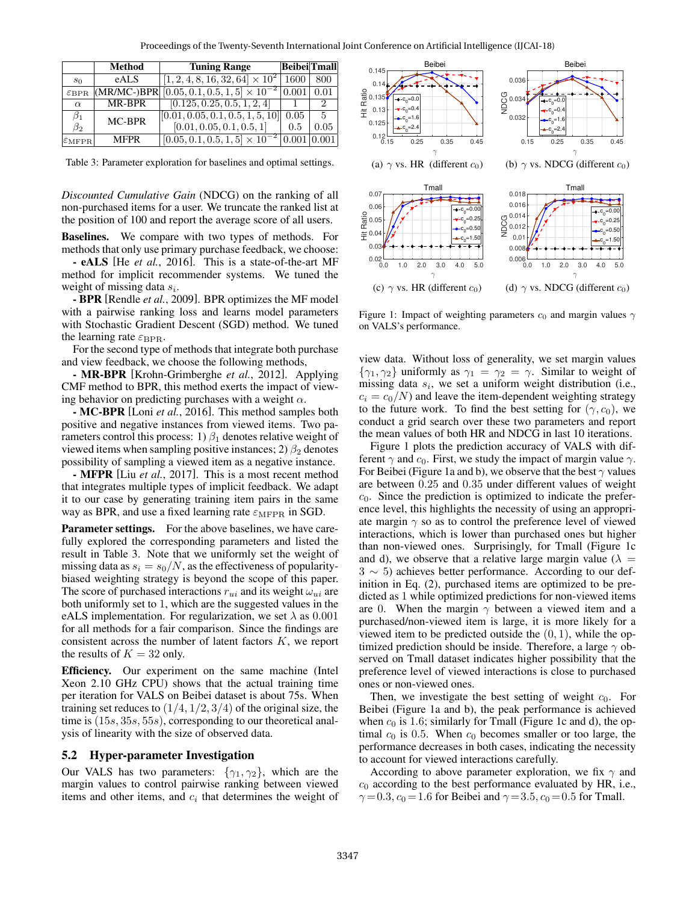| | Method | Tuning Range | Beibei | Tmall |
|---|---|---|---|---|
| $s_0$ | eALS | $[1, 2, 4, 8, 16, 32, 64] \times 10^2$ | 1600 | 800 |
| $\varepsilon_{\text{BPR}}$ | (MR/MC-)BPR | $[0.05, 0.1, 0.5, 1, 5] \times 10^{-2}$ | 0.001 | 0.01 |
| $\alpha$ | MR-BPR | $[0.125, 0.25, 0.5, 1, 2, 4]$ | 1 | 2 |
| $\beta_1$ | MC-BPR | $[0.01, 0.05, 0.1, 0.5, 1, 5, 10]$ | 0.05 | 5 |
| $\beta_2$ | | $[0.01, 0.05, 0.1, 0.5, 1]$ | 0.5 | 0.05 |
| $\varepsilon_{\text{MFPR}}$ | MFPR | $[0.05, 0.1, 0.5, 1, 5] \times 10^{-2}$ | 0.001 | 0.001 |

Table 3: Parameter exploration for baselines and optimal settings.

*Discounted Cumulative Gain* (NDCG) on the ranking of all non-purchased items for a user. We truncate the ranked list at the position of 100 and report the average score of all users.

**Baselines.** We compare with two types of methods. For methods that only use primary purchase feedback, we choose:

**- eALS** [He *et al.*, 2016]. This is a state-of-the-art MF method for implicit recommender systems. We tuned the weight of missing data $s_i$.

**- BPR** [Rendle *et al.*, 2009]. BPR optimizes the MF model with a pairwise ranking loss and learns model parameters with Stochastic Gradient Descent (SGD) method. We tuned the learning rate $\varepsilon_{\text{BPR}}$.

For the second type of methods that integrate both purchase and view feedback, we choose the following methods,

**- MR-BPR** [Krohn-Grimberghe *et al.*, 2012]. Applying CMF method to BPR, this method exerts the impact of viewing behavior on predicting purchases with a weight $\alpha$.

**- MC-BPR** [Loni *et al.*, 2016]. This method samples both positive and negative instances from viewed items. Two parameters control this process: 1) $\beta_1$ denotes relative weight of viewed items when sampling positive instances; 2) $\beta_2$ denotes possibility of sampling a viewed item as a negative instance.

**- MFPR** [Liu *et al.*, 2017]. This is a most recent method that integrates multiple types of implicit feedback. We adapt it to our case by generating training item pairs in the same way as BPR, and use a fixed learning rate $\varepsilon_{\text{MFPR}}$ in SGD.

**Parameter settings.** For the above baselines, we have carefully explored the corresponding parameters and listed the result in Table 3. Note that we uniformly set the weight of missing data as $s_i = s_0/N$, as the effectiveness of popularity-biased weighting strategy is beyond the scope of this paper. The score of purchased interactions $r_{ui}$ and its weight $\omega_{ui}$ are both uniformly set to 1, which are the suggested values in the eALS implementation. For regularization, we set $\lambda$ as 0.001 for all methods for a fair comparison. Since the findings are consistent across the number of latent factors $K$, we report the results of $K = 32$ only.

**Efficiency.** Our experiment on the same machine (Intel Xeon 2.10 GHz CPU) shows that the actual training time per iteration for VALS on Beibei dataset is about 75s. When training set reduces to $(1/4, 1/2, 3/4)$ of the original size, the time is $(15s, 35s, 55s)$, corresponding to our theoretical analysis of linearity with the size of observed data.

## 5.2 Hyper-parameter Investigation

Our VALS has two parameters: $\{\gamma_1, \gamma_2\}$, which are the margin values to control pairwise ranking between viewed items and other items, and $c_i$ that determines the weight of view data. Without loss of generality, we set margin values $\{\gamma_1, \gamma_2\}$ uniformly as $\gamma_1 = \gamma_2 = \gamma$. Similar to weight of missing data $s_i$, we set a uniform weight distribution (i.e., $c_i = c_0/N$) and leave the item-dependent weighting strategy to the future work. To find the best setting for $(\gamma, c_0)$, we conduct a grid search over these two parameters and report the mean values of both HR and NDCG in last 10 iterations.

Figure 1: Impact of weighting parameters $c_0$ and margin values $\gamma$ on VALS's performance. (a) $\gamma$ vs. HR (different $c_0$) (b) $\gamma$ vs. NDCG (different $c_0$) (c) $\gamma$ vs. HR (different $c_0$) (d) $\gamma$ vs. NDCG (different $c_0$)

Figure 1 plots the prediction accuracy of VALS with different $\gamma$ and $c_0$. First, we study the impact of margin value $\gamma$. For Beibei (Figure 1a and b), we observe that the best $\gamma$ values are between 0.25 and 0.35 under different values of weight $c_0$. Since the prediction is optimized to indicate the preference level, this highlights the necessity of using an appropriate margin $\gamma$ so as to control the preference level of viewed interactions, which is lower than purchased ones but higher than non-viewed ones. Surprisingly, for Tmall (Figure 1c and d), we observe that a relative large margin value ($\lambda = 3 \sim 5$) achieves better performance. According to our definition in Eq. (2), purchased items are optimized to be predicted as 1 while optimized predictions for non-viewed items are 0. When the margin $\gamma$ between a viewed item and a purchased/non-viewed item is large, it is more likely for a viewed item to be predicted outside the $(0, 1)$, while the optimized prediction should be inside. Therefore, a large $\gamma$ observed on Tmall dataset indicates higher possibility that the preference level of viewed interactions is close to purchased ones or non-viewed ones.

Then, we investigate the best setting of weight $c_0$. For Beibei (Figure 1a and b), the peak performance is achieved when $c_0$ is 1.6; similarly for Tmall (Figure 1c and d), the optimal $c_0$ is 0.5. When $c_0$ becomes smaller or too large, the performance decreases in both cases, indicating the necessity to account for viewed interactions carefully.

According to above parameter exploration, we fix $\gamma$ and $c_0$ according to the best performance evaluated by HR, i.e., $\gamma = 0.3, c_0 = 1.6$ for Beibei and $\gamma = 3.5, c_0 = 0.5$ for Tmall.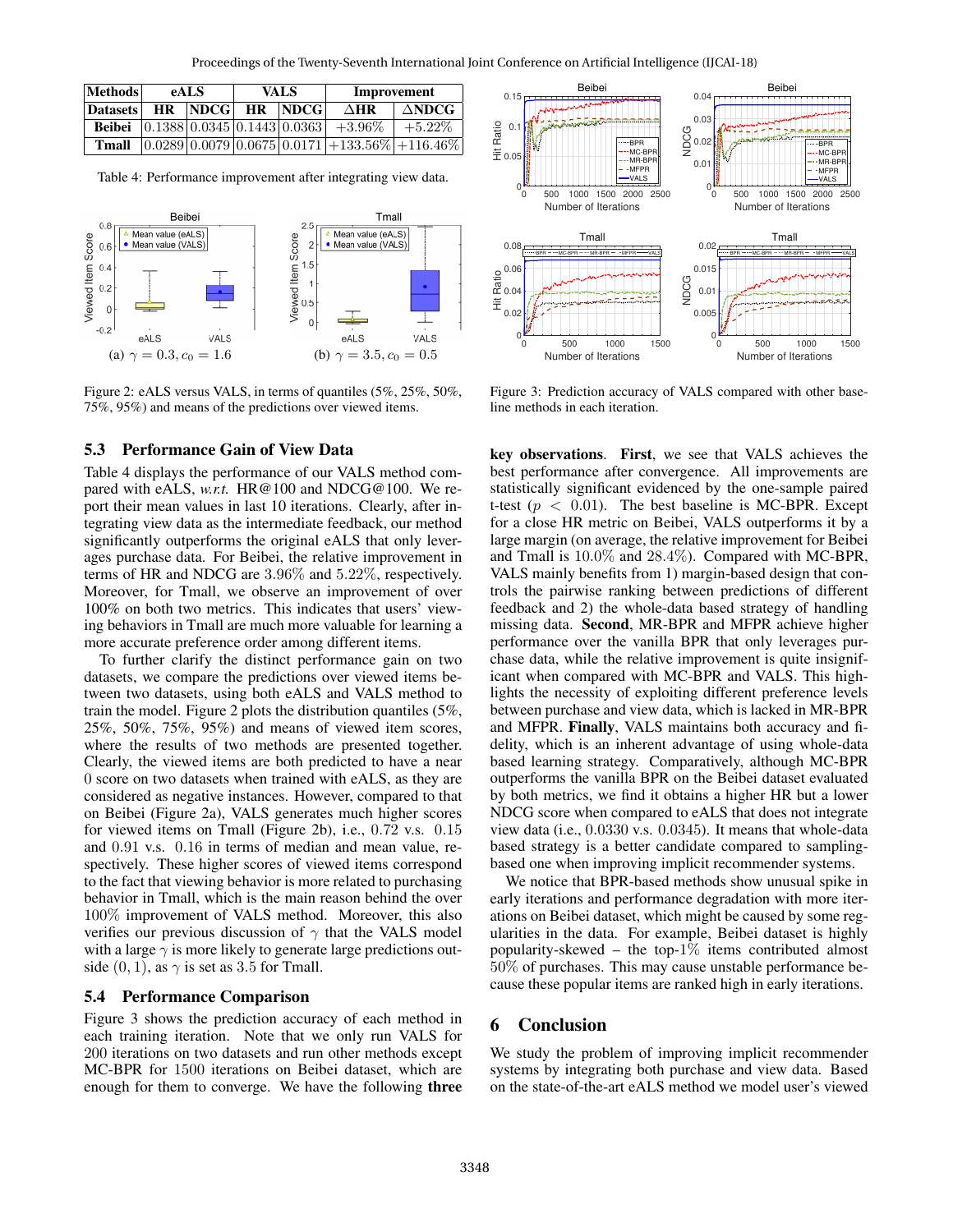| Methods | eALS | | VALS | | Improvement | |
|---|---|---|---|---|---|---|
| Datasets | HR | NDCG | HR | NDCG | ΔHR | ΔNDCG |
| Beibei | 0.1388 | 0.0345 | 0.1443 | 0.0363 | +3.96% | +5.22% |
| Tmall | 0.0289 | 0.0079 | 0.0675 | 0.0171 | +133.56% | +116.46% |

Table 4: Performance improvement after integrating view data.

(a) $\gamma = 0.3, c_0 = 1.6$ (b) $\gamma = 3.5, c_0 = 0.5$

Figure 2: eALS versus VALS, in terms of quantiles (5%, 25%, 50%, 75%, 95%) and means of the predictions over viewed items.

### 5.3 Performance Gain of View Data

Table 4 displays the performance of our VALS method compared with eALS, *w.r.t.* HR@100 and NDCG@100. We report their mean values in last 10 iterations. Clearly, after integrating view data as the intermediate feedback, our method significantly outperforms the original eALS that only leverages purchase data. For Beibei, the relative improvement in terms of HR and NDCG are 3.96% and 5.22%, respectively. Moreover, for Tmall, we observe an improvement of over 100% on both two metrics. This indicates that users' viewing behaviors in Tmall are much more valuable for learning a more accurate preference order among different items.

To further clarify the distinct performance gain on two datasets, we compare the predictions over viewed items between two datasets, using both eALS and VALS method to train the model. Figure 2 plots the distribution quantiles (5%, 25%, 50%, 75%, 95%) and means of viewed item scores, where the results of two methods are presented together. Clearly, the viewed items are both predicted to have a near 0 score on two datasets when trained with eALS, as they are considered as negative instances. However, compared to that on Beibei (Figure 2a), VALS generates much higher scores for viewed items on Tmall (Figure 2b), i.e., 0.72 v.s. 0.15 and 0.91 v.s. 0.16 in terms of median and mean value, respectively. These higher scores of viewed items correspond to the fact that viewing behavior is more related to purchasing behavior in Tmall, which is the main reason behind the over 100% improvement of VALS method. Moreover, this also verifies our previous discussion of $\gamma$ that the VALS model with a large $\gamma$ is more likely to generate large predictions outside $(0, 1)$, as $\gamma$ is set as 3.5 for Tmall.

### 5.4 Performance Comparison

Figure 3 shows the prediction accuracy of each method in each training iteration. Note that we only run VALS for 200 iterations on two datasets and run other methods except MC-BPR for 1500 iterations on Beibei dataset, which are enough for them to converge. We have the following **three key observations**. **First**, we see that VALS achieves the best performance after convergence. All improvements are statistically significant evidenced by the one-sample paired t-test ($p < 0.01$). The best baseline is MC-BPR. Except for a close HR metric on Beibei, VALS outperforms it by a large margin (on average, the relative improvement for Beibei and Tmall is 10.0% and 28.4%). Compared with MC-BPR, VALS mainly benefits from 1) margin-based design that controls the pairwise ranking between predictions of different feedback and 2) the whole-data based strategy of handling missing data. **Second**, MR-BPR and MFPR achieve higher performance over the vanilla BPR that only leverages purchase data, while the relative improvement is quite insignificant when compared with MC-BPR and VALS. This highlights the necessity of exploiting different preference levels between purchase and view data, which is lacked in MR-BPR and MFPR. **Finally**, VALS maintains both accuracy and fidelity, which is an inherent advantage of using whole-data based learning strategy. Comparatively, although MC-BPR outperforms the vanilla BPR on the Beibei dataset evaluated by both metrics, we find it obtains a higher HR but a lower NDCG score when compared to eALS that does not integrate view data (i.e., 0.0330 v.s. 0.0345). It means that whole-data based strategy is a better candidate compared to sampling-based one when improving implicit recommender systems.

Figure 3: Prediction accuracy of VALS compared with other baseline methods in each iteration.

We notice that BPR-based methods show unusual spike in early iterations and performance degradation with more iterations on Beibei dataset, which might be caused by some regularities in the data. For example, Beibei dataset is highly popularity-skewed – the top-1% items contributed almost 50% of purchases. This may cause unstable performance because these popular items are ranked high in early iterations.

## 6 Conclusion

We study the problem of improving implicit recommender systems by integrating both purchase and view data. Based on the state-of-the-art eALS method we model user's viewed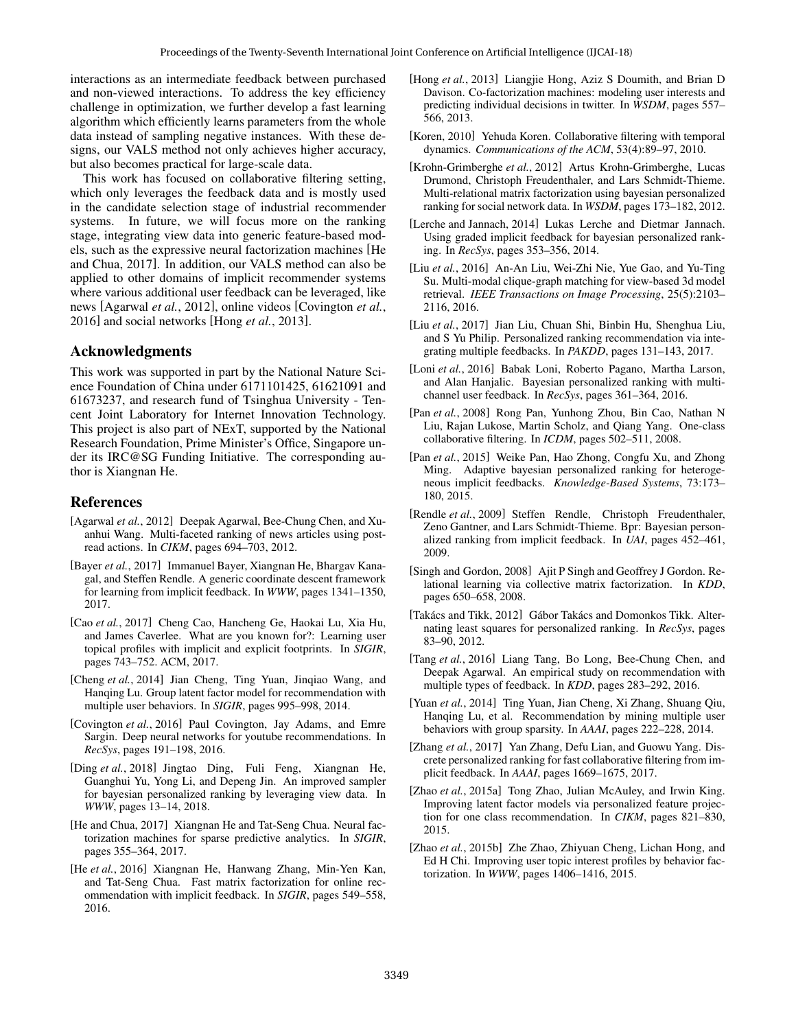interactions as an intermediate feedback between purchased and non-viewed interactions. To address the key efficiency challenge in optimization, we further develop a fast learning algorithm which efficiently learns parameters from the whole data instead of sampling negative instances. With these designs, our VALS method not only achieves higher accuracy, but also becomes practical for large-scale data.

This work has focused on collaborative filtering setting, which only leverages the feedback data and is mostly used in the candidate selection stage of industrial recommender systems. In future, we will focus more on the ranking stage, integrating view data into generic feature-based models, such as the expressive neural factorization machines [He and Chua, 2017]. In addition, our VALS method can also be applied to other domains of implicit recommender systems where various additional user feedback can be leveraged, like news [Agarwal *et al.*, 2012], online videos [Covington *et al.*, 2016] and social networks [Hong *et al.*, 2013].

## Acknowledgments

This work was supported in part by the National Nature Science Foundation of China under 6171101425, 61621091 and 61673237, and research fund of Tsinghua University - Tencent Joint Laboratory for Internet Innovation Technology. This project is also part of NExT, supported by the National Research Foundation, Prime Minister's Office, Singapore under its IRC@SG Funding Initiative. The corresponding author is Xiangnan He.

## References

[Agarwal *et al.*, 2012] Deepak Agarwal, Bee-Chung Chen, and Xuanhui Wang. Multi-faceted ranking of news articles using post-read actions. In *CIKM*, pages 694–703, 2012.

[Bayer *et al.*, 2017] Immanuel Bayer, Xiangnan He, Bhargav Kanagal, and Steffen Rendle. A generic coordinate descent framework for learning from implicit feedback. In *WWW*, pages 1341–1350, 2017.

[Cao *et al.*, 2017] Cheng Cao, Hancheng Ge, Haokai Lu, Xia Hu, and James Caverlee. What are you known for?: Learning user topical profiles with implicit and explicit footprints. In *SIGIR*, pages 743–752. ACM, 2017.

[Cheng *et al.*, 2014] Jian Cheng, Ting Yuan, Jinqiao Wang, and Hanqing Lu. Group latent factor model for recommendation with multiple user behaviors. In *SIGIR*, pages 995–998, 2014.

[Covington *et al.*, 2016] Paul Covington, Jay Adams, and Emre Sargin. Deep neural networks for youtube recommendations. In *RecSys*, pages 191–198, 2016.

[Ding *et al.*, 2018] Jingtao Ding, Fuli Feng, Xiangnan He, Guanghui Yu, Yong Li, and Depeng Jin. An improved sampler for bayesian personalized ranking by leveraging view data. In *WWW*, pages 13–14, 2018.

[He and Chua, 2017] Xiangnan He and Tat-Seng Chua. Neural factorization machines for sparse predictive analytics. In *SIGIR*, pages 355–364, 2017.

[He *et al.*, 2016] Xiangnan He, Hanwang Zhang, Min-Yen Kan, and Tat-Seng Chua. Fast matrix factorization for online recommendation with implicit feedback. In *SIGIR*, pages 549–558, 2016.

[Hong *et al.*, 2013] Liangjie Hong, Aziz S Doumith, and Brian D Davison. Co-factorization machines: modeling user interests and predicting individual decisions in twitter. In *WSDM*, pages 557–566, 2013.

[Koren, 2010] Yehuda Koren. Collaborative filtering with temporal dynamics. *Communications of the ACM*, 53(4):89–97, 2010.

[Krohn-Grimberghe *et al.*, 2012] Artus Krohn-Grimberghe, Lucas Drumond, Christoph Freudenthaler, and Lars Schmidt-Thieme. Multi-relational matrix factorization using bayesian personalized ranking for social network data. In *WSDM*, pages 173–182, 2012.

[Lerche and Jannach, 2014] Lukas Lerche and Dietmar Jannach. Using graded implicit feedback for bayesian personalized ranking. In *RecSys*, pages 353–356, 2014.

[Liu *et al.*, 2016] An-An Liu, Wei-Zhi Nie, Yue Gao, and Yu-Ting Su. Multi-modal clique-graph matching for view-based 3d model retrieval. *IEEE Transactions on Image Processing*, 25(5):2103–2116, 2016.

[Liu *et al.*, 2017] Jian Liu, Chuan Shi, Binbin Hu, Shenghua Liu, and S Yu Philip. Personalized ranking recommendation via integrating multiple feedbacks. In *PAKDD*, pages 131–143, 2017.

[Loni *et al.*, 2016] Babak Loni, Roberto Pagano, Martha Larson, and Alan Hanjalic. Bayesian personalized ranking with multi-channel user feedback. In *RecSys*, pages 361–364, 2016.

[Pan *et al.*, 2008] Rong Pan, Yunhong Zhou, Bin Cao, Nathan N Liu, Rajan Lukose, Martin Scholz, and Qiang Yang. One-class collaborative filtering. In *ICDM*, pages 502–511, 2008.

[Pan *et al.*, 2015] Weike Pan, Hao Zhong, Congfu Xu, and Zhong Ming. Adaptive bayesian personalized ranking for heterogeneous implicit feedbacks. *Knowledge-Based Systems*, 73:173–180, 2015.

[Rendle *et al.*, 2009] Steffen Rendle, Christoph Freudenthaler, Zeno Gantner, and Lars Schmidt-Thieme. Bpr: Bayesian personalized ranking from implicit feedback. In *UAI*, pages 452–461, 2009.

[Singh and Gordon, 2008] Ajit P Singh and Geoffrey J Gordon. Relational learning via collective matrix factorization. In *KDD*, pages 650–658, 2008.

[Takács and Tikk, 2012] Gábor Takács and Domonkos Tikk. Alternating least squares for personalized ranking. In *RecSys*, pages 83–90, 2012.

[Tang *et al.*, 2016] Liang Tang, Bo Long, Bee-Chung Chen, and Deepak Agarwal. An empirical study on recommendation with multiple types of feedback. In *KDD*, pages 283–292, 2016.

[Yuan *et al.*, 2014] Ting Yuan, Jian Cheng, Xi Zhang, Shuang Qiu, Hanqing Lu, et al. Recommendation by mining multiple user behaviors with group sparsity. In *AAAI*, pages 222–228, 2014.

[Zhang *et al.*, 2017] Yan Zhang, Defu Lian, and Guowu Yang. Discrete personalized ranking for fast collaborative filtering from implicit feedback. In *AAAI*, pages 1669–1675, 2017.

[Zhao *et al.*, 2015a] Tong Zhao, Julian McAuley, and Irwin King. Improving latent factor models via personalized feature projection for one class recommendation. In *CIKM*, pages 821–830, 2015.

[Zhao *et al.*, 2015b] Zhe Zhao, Zhiyuan Cheng, Lichan Hong, and Ed H Chi. Improving user topic interest profiles by behavior factorization. In *WWW*, pages 1406–1416, 2015.